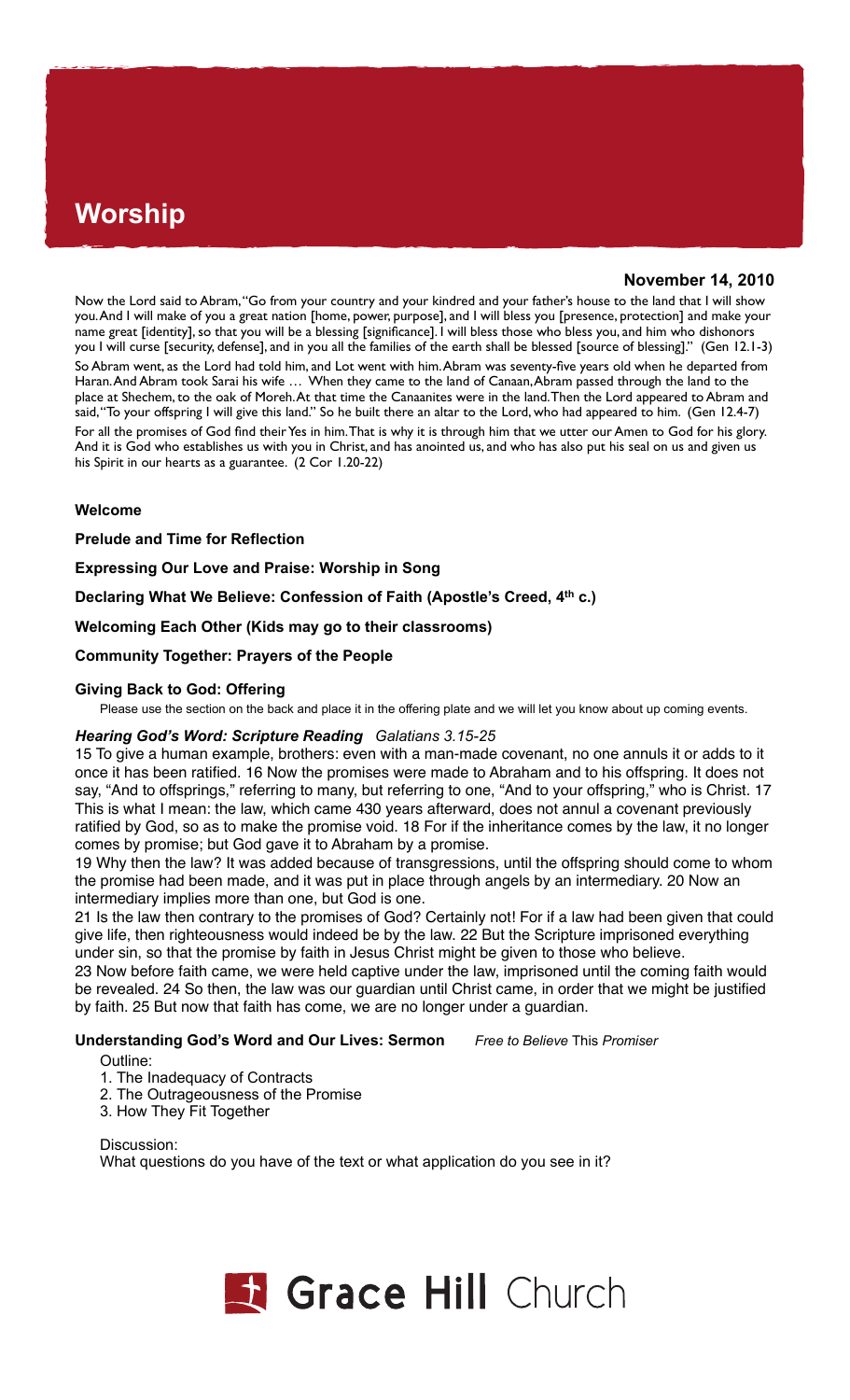# Worship

**November 14, 2010**

Now the Lord said to Abram, "Go from your country and your kindred and your father's house to the land that I will show you. And I will make of you a great nation [home, power, purpose], and I will bless you [presence, protection] and make your name great [identity], so that you will be a blessing [significance]. I will bless those who bless you, and him who dishonors you I will curse [security, defense], and in you all the families of the earth shall be blessed [source of blessing]." (Gen 12.1-3)

So Abram went, as the Lord had told him, and Lot went with him. Abram was seventy-five years old when he departed from Haran. And Abram took Sarai his wife … When they came to the land of Canaan, Abram passed through the land to the place at Shechem, to the oak of Moreh. At that time the Canaanites were in the land. Then the Lord appeared to Abram and said, "To your offspring I will give this land." So he built there an altar to the Lord, who had appeared to him. (Gen 12.4-7)

For all the promises of God find their Yes in him. That is why it is through him that we utter our Amen to God for his glory. And it is God who establishes us with you in Christ, and has anointed us, and who has also put his seal on us and given us his Spirit in our hearts as a guarantee. (2 Cor 1.20-22)

**Welcome**

**Prelude and Time for Reflection**

**Expressing Our Love and Praise: Worship in Song**

**Declaring What We Believe: Confession of Faith (Apostle's Creed, 4th c.)**

**Welcoming Each Other (Kids may go to their classrooms)**

**Community Together: Prayers of the People**

**Giving Back to God: Offering**

Please use the section on the back and place it in the offering plate and we will let you know about up coming events.

***Hearing God's Word: Scripture Reading*** *Galatians 3.15-25*

15 To give a human example, brothers: even with a man-made covenant, no one annuls it or adds to it once it has been ratified. 16 Now the promises were made to Abraham and to his offspring. It does not say, "And to offsprings," referring to many, but referring to one, "And to your offspring," who is Christ. 17 This is what I mean: the law, which came 430 years afterward, does not annul a covenant previously ratified by God, so as to make the promise void. 18 For if the inheritance comes by the law, it no longer comes by promise; but God gave it to Abraham by a promise.

19 Why then the law? It was added because of transgressions, until the offspring should come to whom the promise had been made, and it was put in place through angels by an intermediary. 20 Now an intermediary implies more than one, but God is one.

21 Is the law then contrary to the promises of God? Certainly not! For if a law had been given that could give life, then righteousness would indeed be by the law. 22 But the Scripture imprisoned everything under sin, so that the promise by faith in Jesus Christ might be given to those who believe.

23 Now before faith came, we were held captive under the law, imprisoned until the coming faith would be revealed. 24 So then, the law was our guardian until Christ came, in order that we might be justified by faith. 25 But now that faith has come, we are no longer under a guardian.

**Understanding God's Word and Our Lives: Sermon** *Free to Believe* This *Promiser*

Outline:

1. The Inadequacy of Contracts
2. The Outrageousness of the Promise
3. How They Fit Together

Discussion:

What questions do you have of the text or what application do you see in it?

Grace Hill Church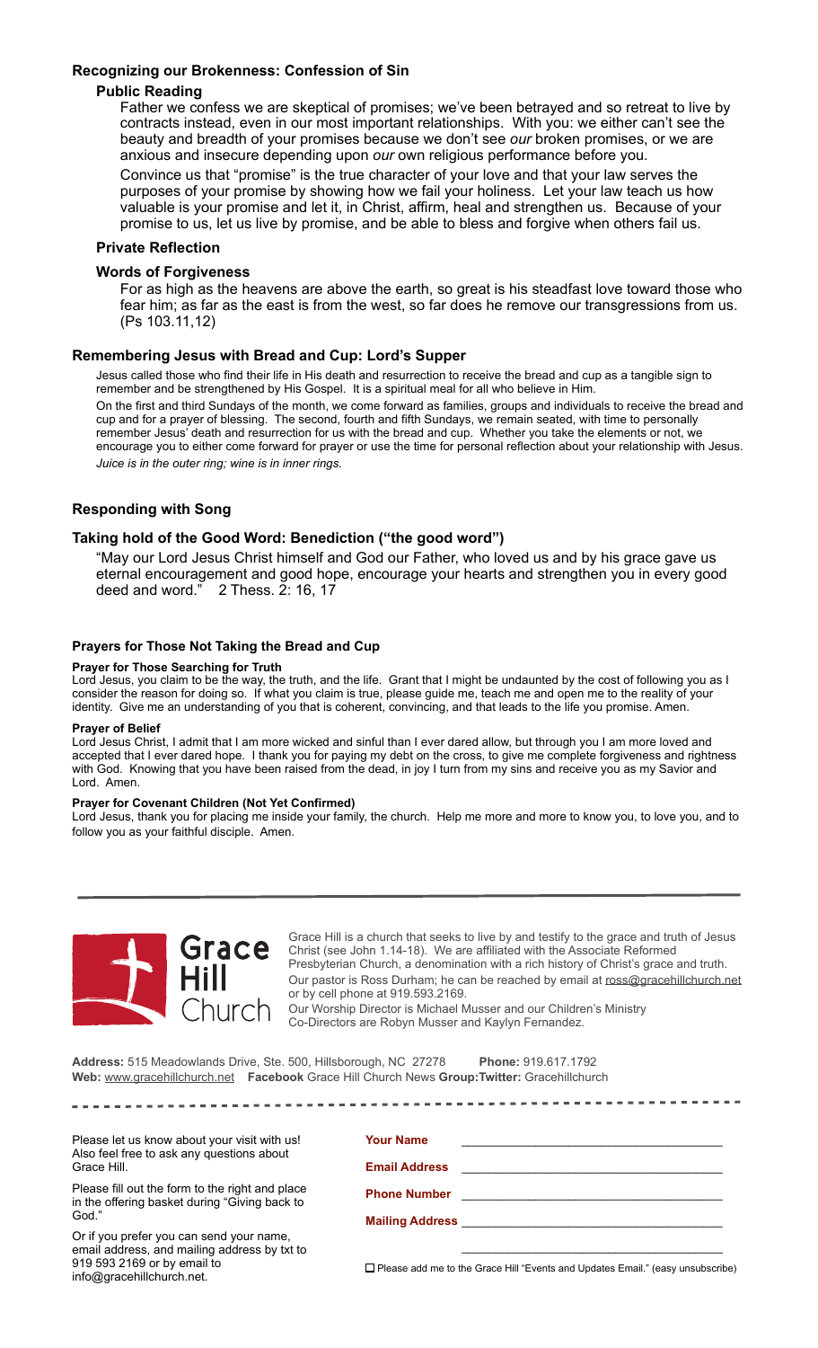## Recognizing our Brokenness: Confession of Sin

### Public Reading

Father we confess we are skeptical of promises; we've been betrayed and so retreat to live by contracts instead, even in our most important relationships. With you: we either can't see the beauty and breadth of your promises because we don't see *our* broken promises, or we are anxious and insecure depending upon *our* own religious performance before you.

Convince us that "promise" is the true character of your love and that your law serves the purposes of your promise by showing how we fail your holiness. Let your law teach us how valuable is your promise and let it, in Christ, affirm, heal and strengthen us. Because of your promise to us, let us live by promise, and be able to bless and forgive when others fail us.

### Private Reflection

### Words of Forgiveness

For as high as the heavens are above the earth, so great is his steadfast love toward those who fear him; as far as the east is from the west, so far does he remove our transgressions from us. (Ps 103.11,12)

## Remembering Jesus with Bread and Cup: Lord's Supper

Jesus called those who find their life in His death and resurrection to receive the bread and cup as a tangible sign to remember and be strengthened by His Gospel. It is a spiritual meal for all who believe in Him.

On the first and third Sundays of the month, we come forward as families, groups and individuals to receive the bread and cup and for a prayer of blessing. The second, fourth and fifth Sundays, we remain seated, with time to personally remember Jesus' death and resurrection for us with the bread and cup. Whether you take the elements or not, we encourage you to either come forward for prayer or use the time for personal reflection about your relationship with Jesus.

*Juice is in the outer ring; wine is in inner rings.*

## Responding with Song

## Taking hold of the Good Word: Benediction ("the good word")

"May our Lord Jesus Christ himself and God our Father, who loved us and by his grace gave us eternal encouragement and good hope, encourage your hearts and strengthen you in every good deed and word." 2 Thess. 2: 16, 17

### Prayers for Those Not Taking the Bread and Cup

**Prayer for Those Searching for Truth**

Lord Jesus, you claim to be the way, the truth, and the life. Grant that I might be undaunted by the cost of following you as I consider the reason for doing so. If what you claim is true, please guide me, teach me and open me to the reality of your identity. Give me an understanding of you that is coherent, convincing, and that leads to the life you promise. Amen.

**Prayer of Belief**

Lord Jesus Christ, I admit that I am more wicked and sinful than I ever dared allow, but through you I am more loved and accepted that I ever dared hope. I thank you for paying my debt on the cross, to give me complete forgiveness and rightness with God. Knowing that you have been raised from the dead, in joy I turn from my sins and receive you as my Savior and Lord. Amen.

**Prayer for Covenant Children (Not Yet Confirmed)**

Lord Jesus, thank you for placing me inside your family, the church. Help me more and more to know you, to love you, and to follow you as your faithful disciple. Amen.

---

Grace Hill Church

Grace Hill is a church that seeks to live by and testify to the grace and truth of Jesus Christ (see John 1.14-18). We are affiliated with the Associate Reformed Presbyterian Church, a denomination with a rich history of Christ's grace and truth.

Our pastor is Ross Durham; he can be reached by email at ross@gracehillchurch.net or by cell phone at 919.593.2169.

Our Worship Director is Michael Musser and our Children's Ministry Co-Directors are Robyn Musser and Kaylyn Fernandez.

**Address:** 515 Meadowlands Drive, Ste. 500, Hillsborough, NC 27278 **Phone:** 919.617.1792
**Web:** www.gracehillchurch.net **Facebook** Grace Hill Church News **Group:Twitter:** Gracehillchurch

---

Please let us know about your visit with us! Also feel free to ask any questions about Grace Hill.

Please fill out the form to the right and place in the offering basket during "Giving back to God."

Or if you prefer you can send your name, email address, and mailing address by txt to 919 593 2169 or by email to info@gracehillchurch.net.

**Your Name** ____________________

**Email Address** ____________________

**Phone Number** ____________________

**Mailing Address** ____________________

____________________

☐ Please add me to the Grace Hill "Events and Updates Email." (easy unsubscribe)